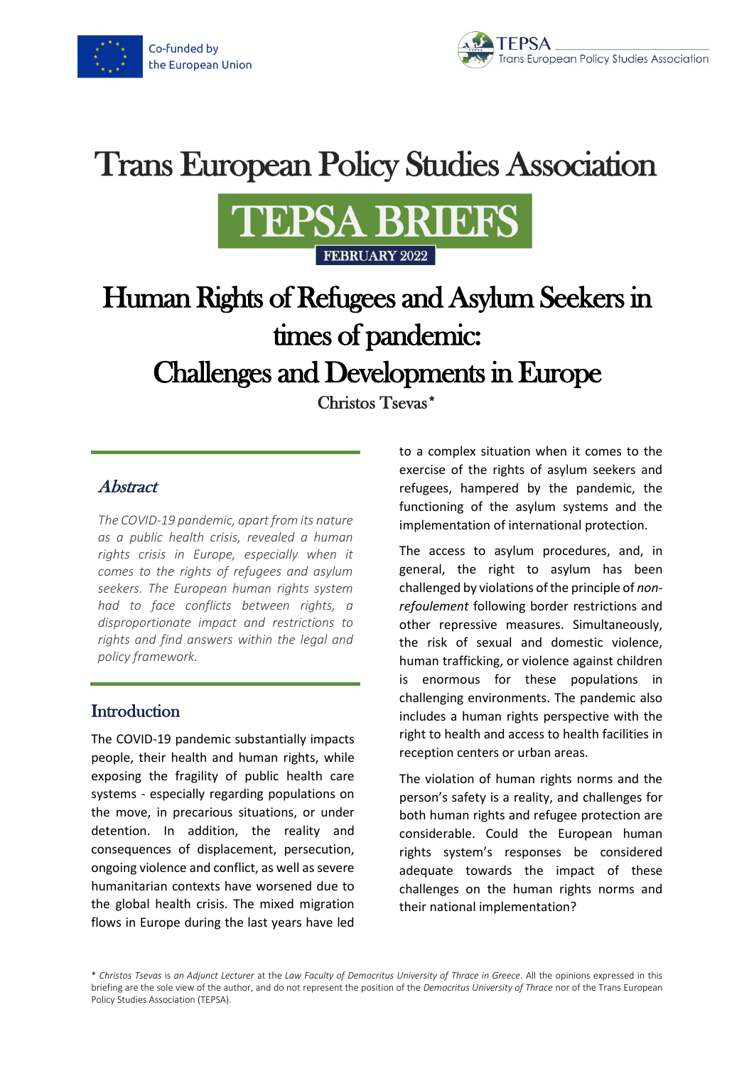Co-funded by the European Union

TEPSA Trans European Policy Studies Association

# Trans European Policy Studies Association

## TEPSA BRIEFS

FEBRUARY 2022

# Human Rights of Refugees and Asylum Seekers in times of pandemic: Challenges and Developments in Europe

Christos Tsevas*

## *Abstract*

*The COVID-19 pandemic, apart from its nature as a public health crisis, revealed a human rights crisis in Europe, especially when it comes to the rights of refugees and asylum seekers. The European human rights system had to face conflicts between rights, a disproportionate impact and restrictions to rights and find answers within the legal and policy framework.*

## Introduction

The COVID-19 pandemic substantially impacts people, their health and human rights, while exposing the fragility of public health care systems - especially regarding populations on the move, in precarious situations, or under detention. In addition, the reality and consequences of displacement, persecution, ongoing violence and conflict, as well as severe humanitarian contexts have worsened due to the global health crisis. The mixed migration flows in Europe during the last years have led to a complex situation when it comes to the exercise of the rights of asylum seekers and refugees, hampered by the pandemic, the functioning of the asylum systems and the implementation of international protection.

The access to asylum procedures, and, in general, the right to asylum has been challenged by violations of the principle of *non-refoulement* following border restrictions and other repressive measures. Simultaneously, the risk of sexual and domestic violence, human trafficking, or violence against children is enormous for these populations in challenging environments. The pandemic also includes a human rights perspective with the right to health and access to health facilities in reception centers or urban areas.

The violation of human rights norms and the person's safety is a reality, and challenges for both human rights and refugee protection are considerable. Could the European human rights system's responses be considered adequate towards the impact of these challenges on the human rights norms and their national implementation?

\* *Christos Tsevas* is *an Adjunct Lecturer* at the *Law Faculty of Democritus University of Thrace in Greece*. All the opinions expressed in this briefing are the sole view of the author, and do not represent the position of the *Democritus University of Thrace* nor of the Trans European Policy Studies Association (TEPSA).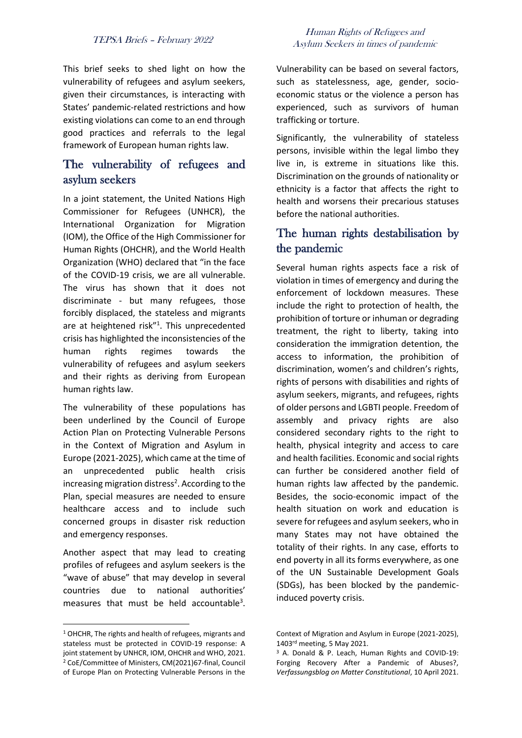This brief seeks to shed light on how the vulnerability of refugees and asylum seekers, given their circumstances, is interacting with States' pandemic-related restrictions and how existing violations can come to an end through good practices and referrals to the legal framework of European human rights law.

## The vulnerability of refugees and asylum seekers

In a joint statement, the United Nations High Commissioner for Refugees (UNHCR), the International Organization for Migration (IOM), the Office of the High Commissioner for Human Rights (OHCHR), and the World Health Organization (WHO) declared that "in the face of the COVID-19 crisis, we are all vulnerable. The virus has shown that it does not discriminate - but many refugees, those forcibly displaced, the stateless and migrants are at heightened risk"[1]. This unprecedented crisis has highlighted the inconsistencies of the human rights regimes towards the vulnerability of refugees and asylum seekers and their rights as deriving from European human rights law.

The vulnerability of these populations has been underlined by the Council of Europe Action Plan on Protecting Vulnerable Persons in the Context of Migration and Asylum in Europe (2021-2025), which came at the time of an unprecedented public health crisis increasing migration distress[2]. According to the Plan, special measures are needed to ensure healthcare access and to include such concerned groups in disaster risk reduction and emergency responses.

Another aspect that may lead to creating profiles of refugees and asylum seekers is the "wave of abuse" that may develop in several countries due to national authorities' measures that must be held accountable[3]. Vulnerability can be based on several factors, such as statelessness, age, gender, socio-economic status or the violence a person has experienced, such as survivors of human trafficking or torture.

Significantly, the vulnerability of stateless persons, invisible within the legal limbo they live in, is extreme in situations like this. Discrimination on the grounds of nationality or ethnicity is a factor that affects the right to health and worsens their precarious statuses before the national authorities.

## The human rights destabilisation by the pandemic

Several human rights aspects face a risk of violation in times of emergency and during the enforcement of lockdown measures. These include the right to protection of health, the prohibition of torture or inhuman or degrading treatment, the right to liberty, taking into consideration the immigration detention, the access to information, the prohibition of discrimination, women's and children's rights, rights of persons with disabilities and rights of asylum seekers, migrants, and refugees, rights of older persons and LGBTI people. Freedom of assembly and privacy rights are also considered secondary rights to the right to health, physical integrity and access to care and health facilities. Economic and social rights can further be considered another field of human rights law affected by the pandemic. Besides, the socio-economic impact of the health situation on work and education is severe for refugees and asylum seekers, who in many States may not have obtained the totality of their rights. In any case, efforts to end poverty in all its forms everywhere, as one of the UN Sustainable Development Goals (SDGs), has been blocked by the pandemic-induced poverty crisis.

---

[1] OHCHR, The rights and health of refugees, migrants and stateless must be protected in COVID-19 response: A joint statement by UNHCR, IOM, OHCHR and WHO, 2021.

[2] CoE/Committee of Ministers, CM(2021)67-final, Council of Europe Plan on Protecting Vulnerable Persons in the Context of Migration and Asylum in Europe (2021-2025), 1403rd meeting, 5 May 2021.

[3] A. Donald & P. Leach, Human Rights and COVID-19: Forging Recovery After a Pandemic of Abuses?, *Verfassungsblog on Matter Constitutional*, 10 April 2021.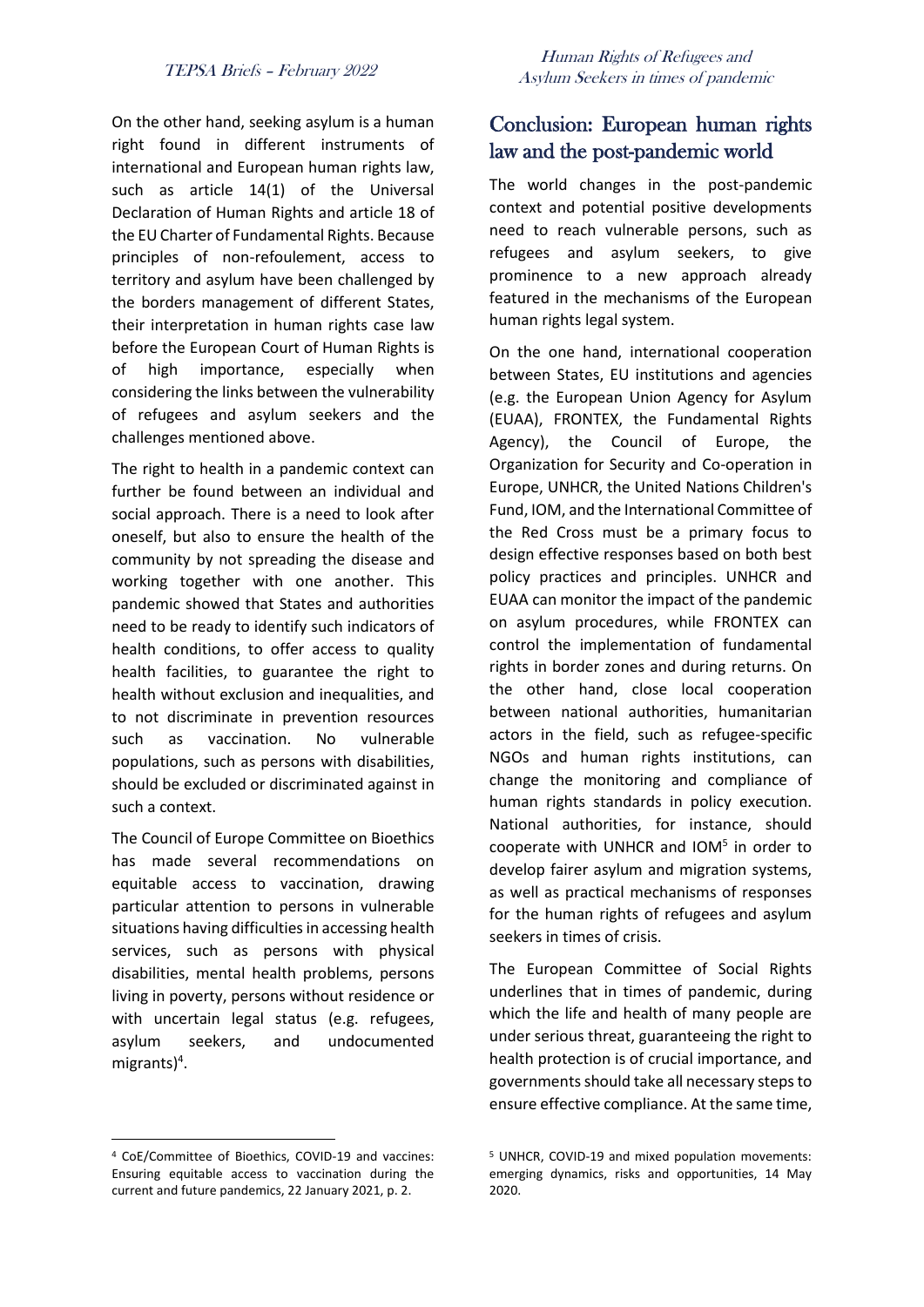On the other hand, seeking asylum is a human right found in different instruments of international and European human rights law, such as article 14(1) of the Universal Declaration of Human Rights and article 18 of the EU Charter of Fundamental Rights. Because principles of non-refoulement, access to territory and asylum have been challenged by the borders management of different States, their interpretation in human rights case law before the European Court of Human Rights is of high importance, especially when considering the links between the vulnerability of refugees and asylum seekers and the challenges mentioned above.

The right to health in a pandemic context can further be found between an individual and social approach. There is a need to look after oneself, but also to ensure the health of the community by not spreading the disease and working together with one another. This pandemic showed that States and authorities need to be ready to identify such indicators of health conditions, to offer access to quality health facilities, to guarantee the right to health without exclusion and inequalities, and to not discriminate in prevention resources such as vaccination. No vulnerable populations, such as persons with disabilities, should be excluded or discriminated against in such a context.

The Council of Europe Committee on Bioethics has made several recommendations on equitable access to vaccination, drawing particular attention to persons in vulnerable situations having difficulties in accessing health services, such as persons with physical disabilities, mental health problems, persons living in poverty, persons without residence or with uncertain legal status (e.g. refugees, asylum seekers, and undocumented migrants)[4].

## Conclusion: European human rights law and the post-pandemic world

The world changes in the post-pandemic context and potential positive developments need to reach vulnerable persons, such as refugees and asylum seekers, to give prominence to a new approach already featured in the mechanisms of the European human rights legal system.

On the one hand, international cooperation between States, EU institutions and agencies (e.g. the European Union Agency for Asylum (EUAA), FRONTEX, the Fundamental Rights Agency), the Council of Europe, the Organization for Security and Co-operation in Europe, UNHCR, the United Nations Children's Fund, IOM, and the International Committee of the Red Cross must be a primary focus to design effective responses based on both best policy practices and principles. UNHCR and EUAA can monitor the impact of the pandemic on asylum procedures, while FRONTEX can control the implementation of fundamental rights in border zones and during returns. On the other hand, close local cooperation between national authorities, humanitarian actors in the field, such as refugee-specific NGOs and human rights institutions, can change the monitoring and compliance of human rights standards in policy execution. National authorities, for instance, should cooperate with UNHCR and IOM[5] in order to develop fairer asylum and migration systems, as well as practical mechanisms of responses for the human rights of refugees and asylum seekers in times of crisis.

The European Committee of Social Rights underlines that in times of pandemic, during which the life and health of many people are under serious threat, guaranteeing the right to health protection is of crucial importance, and governments should take all necessary steps to ensure effective compliance. At the same time,

[4] CoE/Committee of Bioethics, COVID-19 and vaccines: Ensuring equitable access to vaccination during the current and future pandemics, 22 January 2021, p. 2.

[5] UNHCR, COVID-19 and mixed population movements: emerging dynamics, risks and opportunities, 14 May 2020.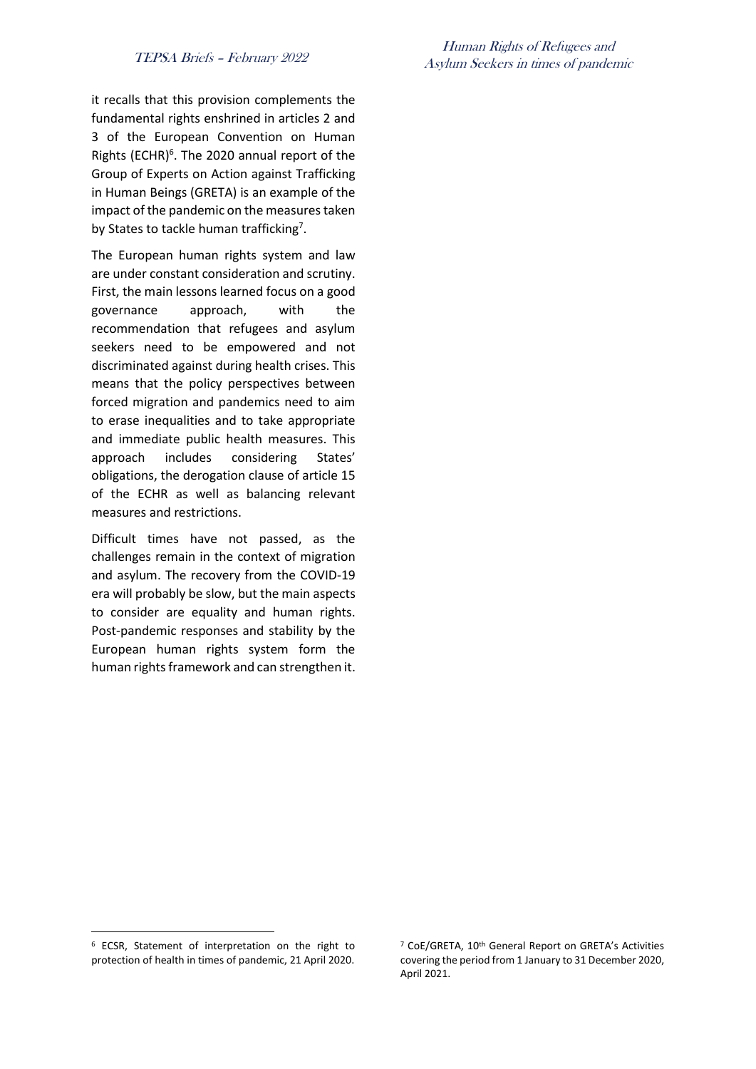it recalls that this provision complements the fundamental rights enshrined in articles 2 and 3 of the European Convention on Human Rights (ECHR)[6]. The 2020 annual report of the Group of Experts on Action against Trafficking in Human Beings (GRETA) is an example of the impact of the pandemic on the measures taken by States to tackle human trafficking[7].

The European human rights system and law are under constant consideration and scrutiny. First, the main lessons learned focus on a good governance approach, with the recommendation that refugees and asylum seekers need to be empowered and not discriminated against during health crises. This means that the policy perspectives between forced migration and pandemics need to aim to erase inequalities and to take appropriate and immediate public health measures. This approach includes considering States' obligations, the derogation clause of article 15 of the ECHR as well as balancing relevant measures and restrictions.

Difficult times have not passed, as the challenges remain in the context of migration and asylum. The recovery from the COVID-19 era will probably be slow, but the main aspects to consider are equality and human rights. Post-pandemic responses and stability by the European human rights system form the human rights framework and can strengthen it.

---

[6] ECSR, Statement of interpretation on the right to protection of health in times of pandemic, 21 April 2020.

[7] CoE/GRETA, 10th General Report on GRETA's Activities covering the period from 1 January to 31 December 2020, April 2021.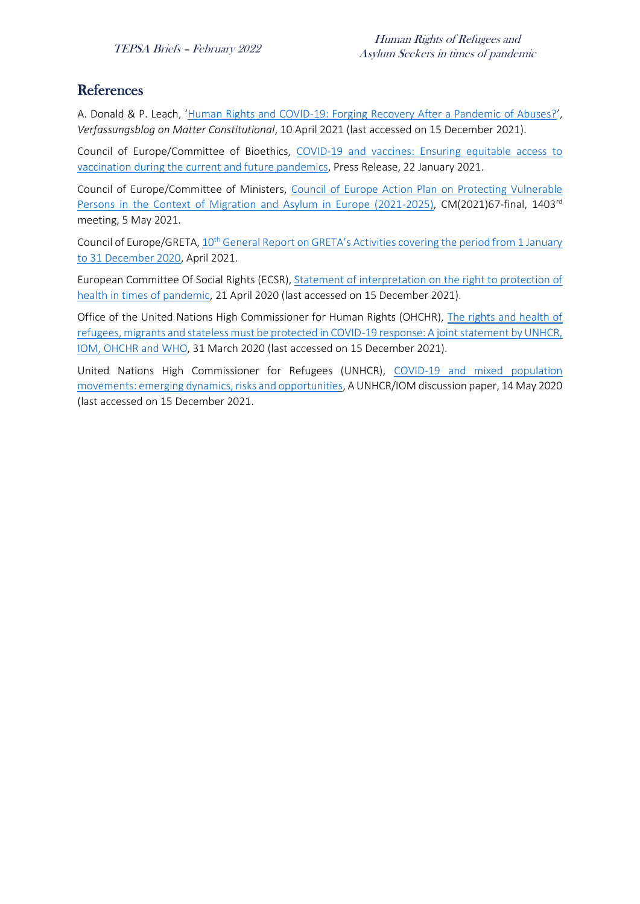## References

A. Donald & P. Leach, '[Human Rights and COVID-19: Forging Recovery After a Pandemic of Abuses?]', *Verfassungsblog on Matter Constitutional*, 10 April 2021 (last accessed on 15 December 2021).

Council of Europe/Committee of Bioethics, [COVID-19 and vaccines: Ensuring equitable access to vaccination during the current and future pandemics], Press Release, 22 January 2021.

Council of Europe/Committee of Ministers, [Council of Europe Action Plan on Protecting Vulnerable Persons in the Context of Migration and Asylum in Europe (2021-2025)], CM(2021)67-final, 1403rd meeting, 5 May 2021.

Council of Europe/GRETA, [10th General Report on GRETA's Activities covering the period from 1 January to 31 December 2020], April 2021.

European Committee Of Social Rights (ECSR), [Statement of interpretation on the right to protection of health in times of pandemic], 21 April 2020 (last accessed on 15 December 2021).

Office of the United Nations High Commissioner for Human Rights (OHCHR), [The rights and health of refugees, migrants and stateless must be protected in COVID-19 response: A joint statement by UNHCR, IOM, OHCHR and WHO], 31 March 2020 (last accessed on 15 December 2021).

United Nations High Commissioner for Refugees (UNHCR), [COVID-19 and mixed population movements: emerging dynamics, risks and opportunities], A UNHCR/IOM discussion paper, 14 May 2020 (last accessed on 15 December 2021.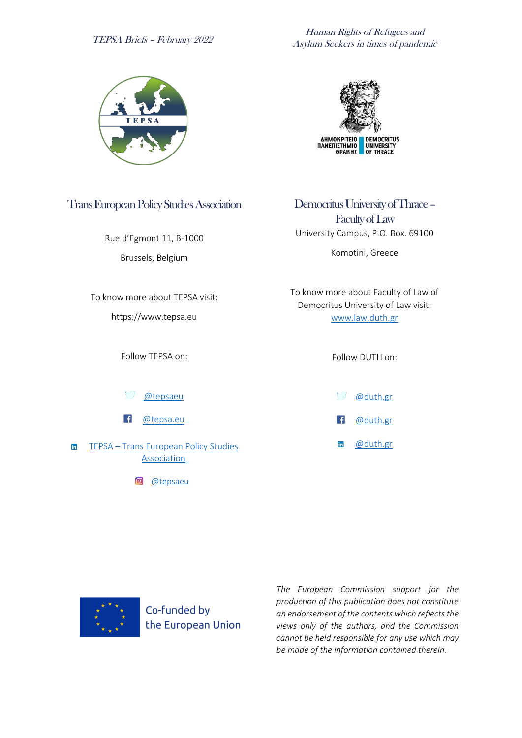## Trans European Policy Studies Association

Rue d'Egmont 11, B-1000

Brussels, Belgium

To know more about TEPSA visit:

https://www.tepsa.eu

Follow TEPSA on:

@tepsaeu

@tepsa.eu

TEPSA – Trans European Policy Studies Association

@tepsaeu

## Democritus University of Thrace – Faculty of Law

University Campus, P.O. Box. 69100

Komotini, Greece

To know more about Faculty of Law of Democritus University of Law visit:

www.law.duth.gr

Follow DUTH on:

@duth.gr

@duth.gr

@duth.gr

Co-funded by the European Union

*The European Commission support for the production of this publication does not constitute an endorsement of the contents which reflects the views only of the authors, and the Commission cannot be held responsible for any use which may be made of the information contained therein.*